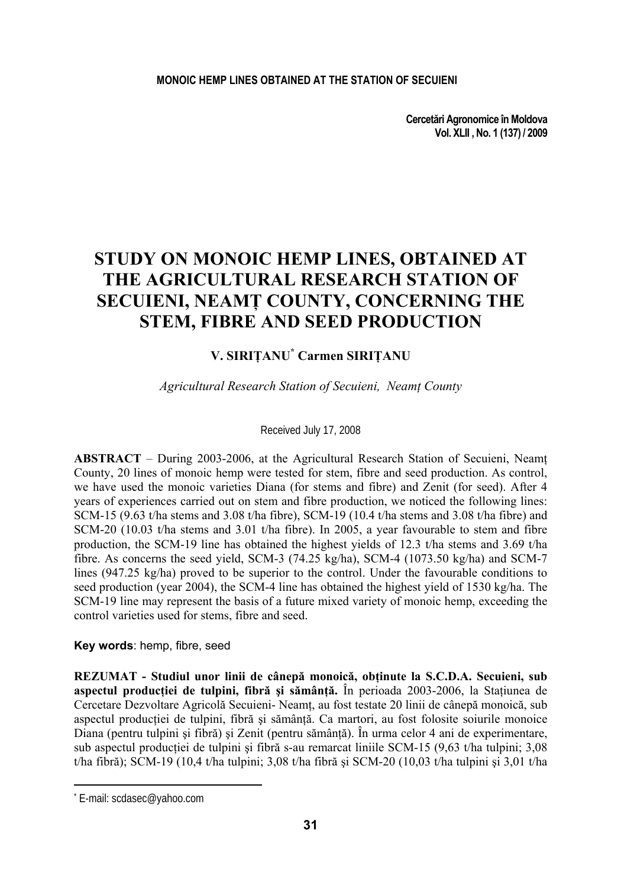# STUDY ON MONOIC HEMP LINES, OBTAINED AT THE AGRICULTURAL RESEARCH STATION OF SECUIENI, NEAMȚ COUNTY, CONCERNING THE STEM, FIBRE AND SEED PRODUCTION

**V. SIRIȚANU[*] Carmen SIRIȚANU**

*Agricultural Research Station of Secuieni, Neamț County*

Received July 17, 2008

**ABSTRACT** – During 2003-2006, at the Agricultural Research Station of Secuieni, Neamț County, 20 lines of monoic hemp were tested for stem, fibre and seed production. As control, we have used the monoic varieties Diana (for stems and fibre) and Zenit (for seed). After 4 years of experiences carried out on stem and fibre production, we noticed the following lines: SCM-15 (9.63 t/ha stems and 3.08 t/ha fibre), SCM-19 (10.4 t/ha stems and 3.08 t/ha fibre) and SCM-20 (10.03 t/ha stems and 3.01 t/ha fibre). In 2005, a year favourable to stem and fibre production, the SCM-19 line has obtained the highest yields of 12.3 t/ha stems and 3.69 t/ha fibre. As concerns the seed yield, SCM-3 (74.25 kg/ha), SCM-4 (1073.50 kg/ha) and SCM-7 lines (947.25 kg/ha) proved to be superior to the control. Under the favourable conditions to seed production (year 2004), the SCM-4 line has obtained the highest yield of 1530 kg/ha. The SCM-19 line may represent the basis of a future mixed variety of monoic hemp, exceeding the control varieties used for stems, fibre and seed.

**Key words**: hemp, fibre, seed

**REZUMAT - Studiul unor linii de cânepă monoică, obținute la S.C.D.A. Secuieni, sub aspectul producției de tulpini, fibră şi sământă.** În perioada 2003-2006, la Stațiunea de Cercetare Dezvoltare Agricolă Secuieni- Neamț, au fost testate 20 linii de cânepă monoică, sub aspectul producției de tulpini, fibră şi sământă. Ca martori, au fost folosite soiurile monoice Diana (pentru tulpini şi fibră) şi Zenit (pentru sământă). În urma celor 4 ani de experimentare, sub aspectul producției de tulpini şi fibră s-au remarcat liniile SCM-15 (9,63 t/ha tulpini; 3,08 t/ha fibră); SCM-19 (10,4 t/ha tulpini; 3,08 t/ha fibră şi SCM-20 (10,03 t/ha tulpini şi 3,01 t/ha

[*] E-mail: scdasec@yahoo.com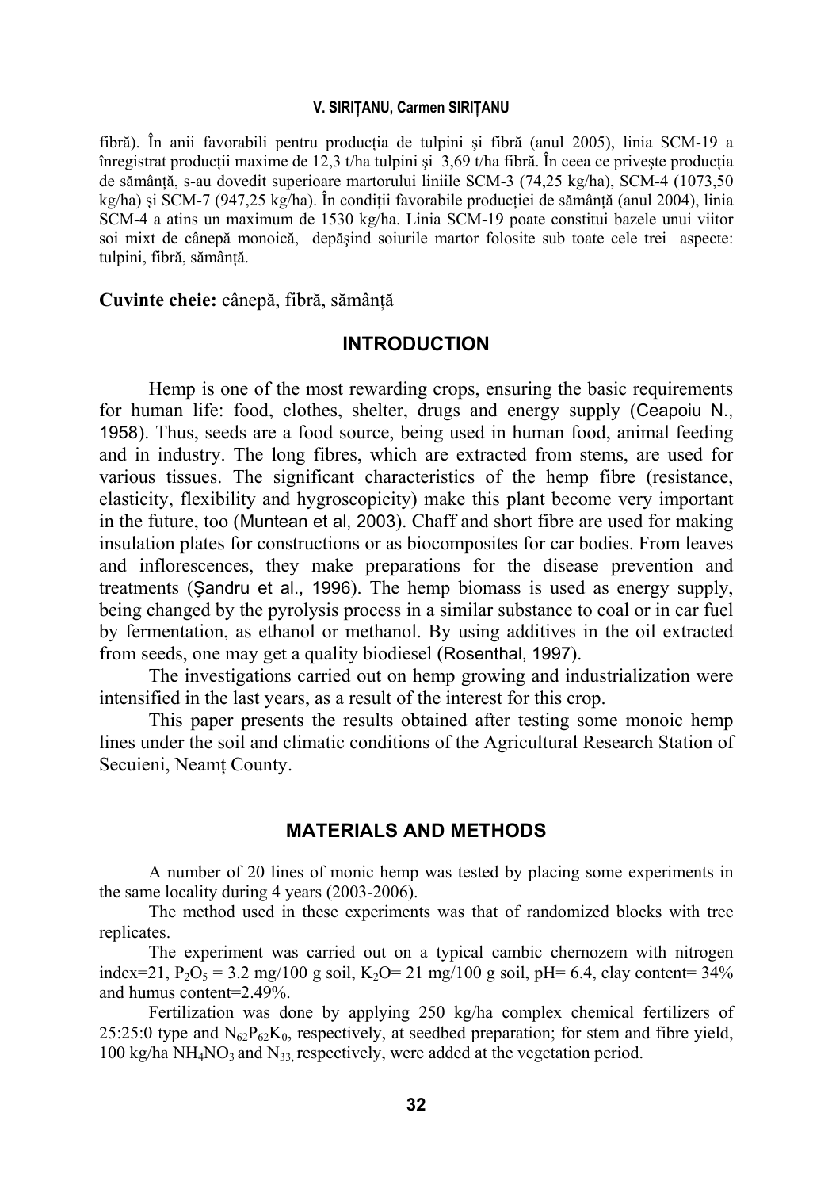fibră). În anii favorabili pentru producția de tulpini şi fibră (anul 2005), linia SCM-19 a înregistrat producții maxime de 12,3 t/ha tulpini şi 3,69 t/ha fibră. În ceea ce priveşte producția de sământă, s-au dovedit superioare martorului liniile SCM-3 (74,25 kg/ha), SCM-4 (1073,50 kg/ha) şi SCM-7 (947,25 kg/ha). În condiții favorabile producției de sământă (anul 2004), linia SCM-4 a atins un maximum de 1530 kg/ha. Linia SCM-19 poate constitui bazele unui viitor soi mixt de cânepă monoică, depăşind soiurile martor folosite sub toate cele trei aspecte: tulpini, fibră, sământă.

**Cuvinte cheie:** cânepă, fibră, sământă

## INTRODUCTION

Hemp is one of the most rewarding crops, ensuring the basic requirements for human life: food, clothes, shelter, drugs and energy supply (Ceapoiu N., 1958). Thus, seeds are a food source, being used in human food, animal feeding and in industry. The long fibres, which are extracted from stems, are used for various tissues. The significant characteristics of the hemp fibre (resistance, elasticity, flexibility and hygroscopicity) make this plant become very important in the future, too (Muntean et al, 2003). Chaff and short fibre are used for making insulation plates for constructions or as biocomposites for car bodies. From leaves and inflorescences, they make preparations for the disease prevention and treatments (Şandru et al., 1996). The hemp biomass is used as energy supply, being changed by the pyrolysis process in a similar substance to coal or in car fuel by fermentation, as ethanol or methanol. By using additives in the oil extracted from seeds, one may get a quality biodiesel (Rosenthal, 1997).

The investigations carried out on hemp growing and industrialization were intensified in the last years, as a result of the interest for this crop.

This paper presents the results obtained after testing some monoic hemp lines under the soil and climatic conditions of the Agricultural Research Station of Secuieni, Neamț County.

## MATERIALS AND METHODS

A number of 20 lines of monic hemp was tested by placing some experiments in the same locality during 4 years (2003-2006).

The method used in these experiments was that of randomized blocks with tree replicates.

The experiment was carried out on a typical cambic chernozem with nitrogen index=21, $P_2O_5$ = 3.2 mg/100 g soil, $K_2O$= 21 mg/100 g soil, pH= 6.4, clay content= 34% and humus content=2.49%.

Fertilization was done by applying 250 kg/ha complex chemical fertilizers of 25:25:0 type and $N_{62}P_{62}K_0$, respectively, at seedbed preparation; for stem and fibre yield, 100 kg/ha $NH_4NO_3$ and $N_{33}$, respectively, were added at the vegetation period.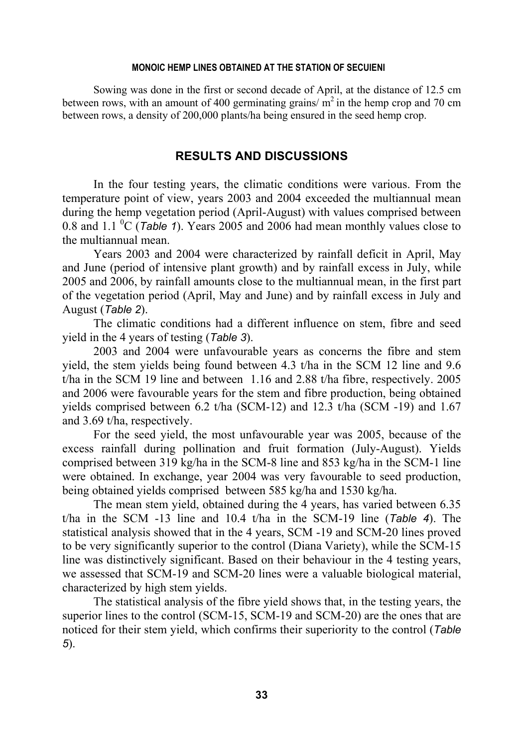Sowing was done in the first or second decade of April, at the distance of 12.5 cm between rows, with an amount of 400 germinating grains/ $m^2$ in the hemp crop and 70 cm between rows, a density of 200,000 plants/ha being ensured in the seed hemp crop.

## RESULTS AND DISCUSSIONS

In the four testing years, the climatic conditions were various. From the temperature point of view, years 2003 and 2004 exceeded the multiannual mean during the hemp vegetation period (April-August) with values comprised between 0.8 and 1.1 $^0$C (*Table 1*). Years 2005 and 2006 had mean monthly values close to the multiannual mean.

Years 2003 and 2004 were characterized by rainfall deficit in April, May and June (period of intensive plant growth) and by rainfall excess in July, while 2005 and 2006, by rainfall amounts close to the multiannual mean, in the first part of the vegetation period (April, May and June) and by rainfall excess in July and August (*Table 2*).

The climatic conditions had a different influence on stem, fibre and seed yield in the 4 years of testing (*Table 3*).

2003 and 2004 were unfavourable years as concerns the fibre and stem yield, the stem yields being found between 4.3 t/ha in the SCM 12 line and 9.6 t/ha in the SCM 19 line and between 1.16 and 2.88 t/ha fibre, respectively. 2005 and 2006 were favourable years for the stem and fibre production, being obtained yields comprised between 6.2 t/ha (SCM-12) and 12.3 t/ha (SCM -19) and 1.67 and 3.69 t/ha, respectively.

For the seed yield, the most unfavourable year was 2005, because of the excess rainfall during pollination and fruit formation (July-August). Yields comprised between 319 kg/ha in the SCM-8 line and 853 kg/ha in the SCM-1 line were obtained. In exchange, year 2004 was very favourable to seed production, being obtained yields comprised between 585 kg/ha and 1530 kg/ha.

The mean stem yield, obtained during the 4 years, has varied between 6.35 t/ha in the SCM -13 line and 10.4 t/ha in the SCM-19 line (*Table 4*). The statistical analysis showed that in the 4 years, SCM -19 and SCM-20 lines proved to be very significantly superior to the control (Diana Variety), while the SCM-15 line was distinctively significant. Based on their behaviour in the 4 testing years, we assessed that SCM-19 and SCM-20 lines were a valuable biological material, characterized by high stem yields.

The statistical analysis of the fibre yield shows that, in the testing years, the superior lines to the control (SCM-15, SCM-19 and SCM-20) are the ones that are noticed for their stem yield, which confirms their superiority to the control (*Table 5*).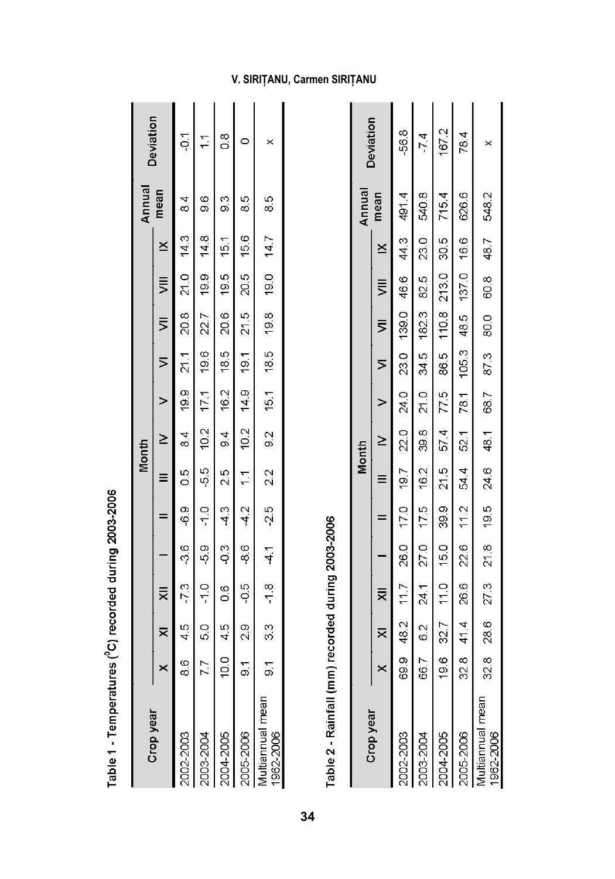Table 1 - Temperatures ($^{0}C$) recorded during 2003-2006

| Crop year | Month | | | | | | | | | | | | Annual mean | Deviation |
|---|---|---|---|---|---|---|---|---|---|---|---|---|---|---|
| | X | XI | XII | I | II | III | IV | V | VI | VII | VIII | IX | | |
| 2002-2003 | 8.6 | 4.5 | -7.3 | -3.6 | -6.9 | 0.5 | 8.4 | 19.9 | 21.1 | 20.8 | 21.0 | 14.3 | 8.4 | -0.1 |
| 2003-2004 | 7.7 | 5.0 | -1.0 | -5.9 | -1.0 | -5.5 | 10.2 | 17.1 | 19.6 | 22.7 | 19.9 | 14.8 | 9.6 | 1.1 |
| 2004-2005 | 10.0 | 4.5 | 0.6 | -0.3 | -4.3 | 2.5 | 9.4 | 16.2 | 18.5 | 20.6 | 19.5 | 15.1 | 9.3 | 0.8 |
| 2005-2006 | 9.1 | 2.9 | -0.5 | -8.6 | -4.2 | 1.1 | 10.2 | 14.9 | 19.1 | 21.5 | 20.5 | 15.6 | 8.5 | 0 |
| Multiannual mean 1962-2006 | 9.1 | 3.3 | -1.8 | -4.1 | -2.5 | 2.2 | 9.2 | 15.1 | 18.5 | 19.8 | 19.0 | 14.7 | 8.5 | x |

Table 2 - Rainfall (mm) recorded during 2003-2006

| Crop year | Month | | | | | | | | | | | | Annual mean | Deviation |
|---|---|---|---|---|---|---|---|---|---|---|---|---|---|---|
| | X | XI | XII | I | II | III | IV | V | VI | VII | VIII | IX | | |
| 2002-2003 | 69.9 | 48.2 | 11.7 | 26.0 | 17.0 | 19.7 | 22.0 | 24.0 | 23.0 | 139.0 | 46.6 | 44.3 | 491.4 | -56.8 |
| 2003-2004 | 66.7 | 6.2 | 24.1 | 27.0 | 17.5 | 16.2 | 39.8 | 21.0 | 34.5 | 182.3 | 82.5 | 23.0 | 540.8 | -7.4 |
| 2004-2005 | 19.6 | 32.7 | 11.0 | 15.0 | 39.9 | 21.5 | 57.4 | 77.5 | 86.5 | 110.8 | 213.0 | 30.5 | 715.4 | 167.2 |
| 2005-2006 | 32.8 | 41.4 | 26.6 | 22.6 | 11.2 | 54.4 | 52.1 | 78.1 | 105.3 | 48.5 | 137.0 | 16.6 | 626.6 | 78.4 |
| Multiannual mean 1962-2006 | 32.8 | 28.6 | 27.3 | 21.8 | 19.5 | 24.6 | 48.1 | 68.7 | 87.3 | 80.0 | 60.8 | 48.7 | 548.2 | x |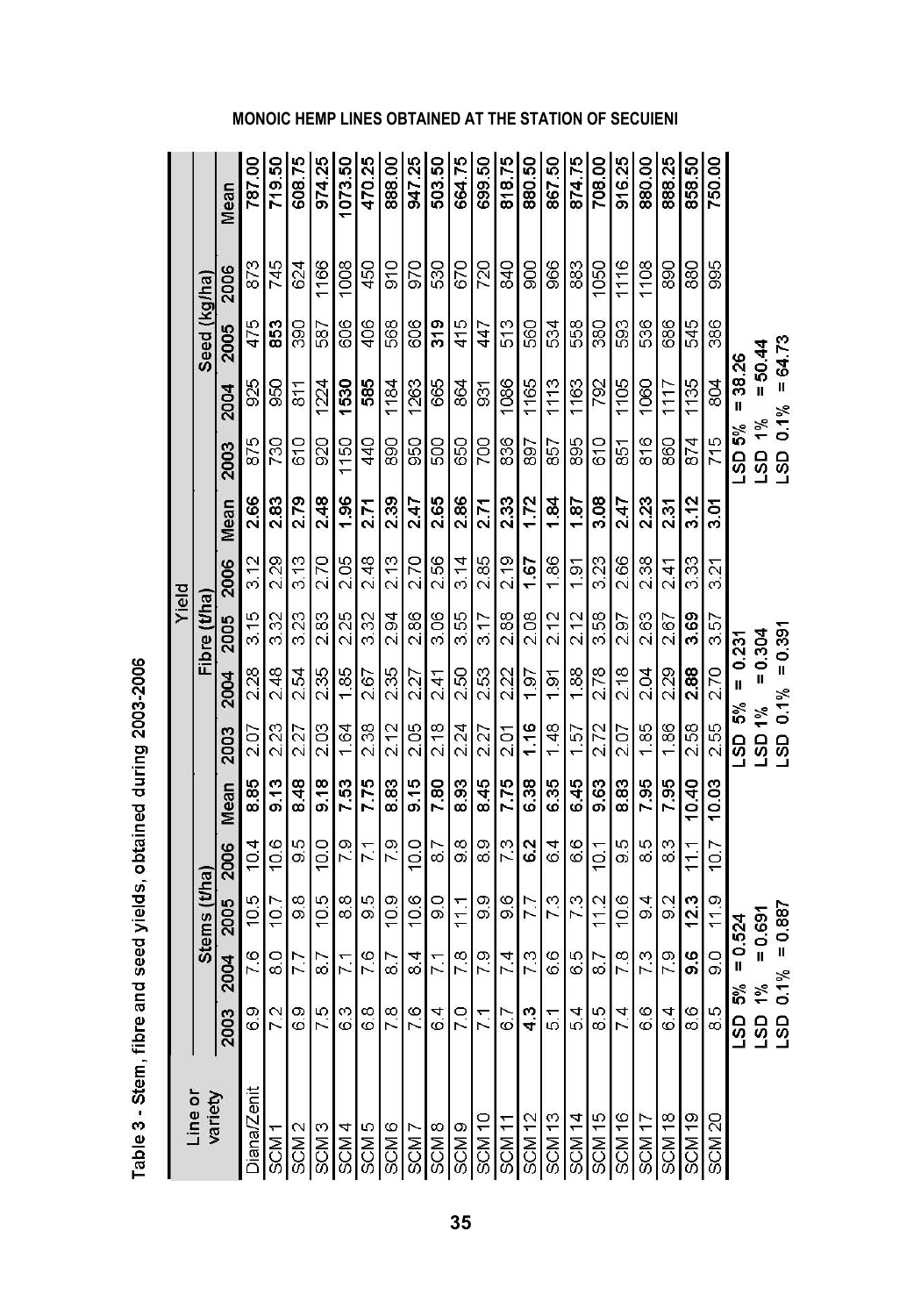Table 3 - Stem, fibre and seed yields, obtained during 2003-2006

| Line or variety | Yield | | | | | | | | | | | | | | |
|---|---|---|---|---|---|---|---|---|---|---|---|---|---|---|---|
| | Stems (t/ha) | | | | | Fibre (t/ha) | | | | | Seed (kg/ha) | | | | |
| | 2003 | 2004 | 2005 | 2006 | Mean | 2003 | 2004 | 2005 | 2006 | Mean | 2003 | 2004 | 2005 | 2006 | Mean |
| Diana/Zenit | 6.9 | 7.6 | 10.5 | 10.4 | **8.85** | 2.07 | 2.28 | 3.15 | 3.12 | **2.66** | 875 | 925 | 475 | 873 | **787.00** |
| SCM 1 | 7.2 | 8.0 | 10.7 | 10.6 | **9.13** | 2.23 | 2.48 | 3.32 | 2.29 | **2.83** | 730 | 950 | **853** | 745 | **719.50** |
| SCM 2 | 6.9 | 7.7 | 9.8 | 9.5 | **8.48** | 2.27 | 2.54 | 3.23 | 3.13 | **2.79** | 610 | 811 | 390 | 624 | **608.75** |
| SCM 3 | 7.5 | 8.7 | 10.5 | 10.0 | **9.18** | 2.03 | 2.35 | 2.83 | 2.70 | **2.48** | 920 | 1224 | 587 | 1166 | **974.25** |
| SCM 4 | 6.3 | 7.1 | 8.8 | 7.9 | **7.53** | 1.64 | 1.85 | 2.25 | 2.05 | **1.96** | 1150 | **1530** | 606 | 1008 | **1073.50** |
| SCM 5 | 6.8 | 7.6 | 9.5 | 7.1 | **7.75** | 2.38 | 2.67 | 3.32 | 2.48 | **2.71** | 440 | **585** | 406 | 450 | **470.25** |
| SCM 6 | 7.8 | 8.7 | 10.9 | 7.9 | **8.83** | 2.12 | 2.35 | 2.94 | 2.13 | **2.39** | 890 | 1184 | 568 | 910 | **888.00** |
| SCM 7 | 7.6 | 8.4 | 10.6 | 10.0 | **9.15** | 2.05 | 2.27 | 2.86 | 2.70 | **2.47** | 950 | 1263 | 606 | 970 | **947.25** |
| SCM 8 | 6.4 | 7.1 | 9.0 | 8.7 | **7.80** | 2.18 | 2.41 | 3.06 | 2.56 | **2.65** | 500 | 665 | **319** | 530 | **503.50** |
| SCM 9 | 7.0 | 7.8 | 11.1 | 9.8 | **8.93** | 2.24 | 2.50 | 3.55 | 3.14 | **2.86** | 650 | 864 | 415 | 670 | **664.75** |
| SCM 10 | 7.1 | 7.9 | 9.9 | 8.9 | **8.45** | 2.27 | 2.53 | 3.17 | 2.85 | **2.71** | 700 | 931 | 447 | 720 | **699.50** |
| SCM 11 | 6.7 | 7.4 | 9.6 | 7.3 | **7.75** | 2.01 | 2.22 | 2.88 | 2.19 | **2.33** | 836 | 1086 | 513 | 840 | **818.75** |
| SCM 12 | **4.3** | 7.3 | 7.7 | **6.2** | **6.38** | **1.16** | 1.97 | 2.08 | **1.67** | **1.72** | 897 | 1165 | 560 | 900 | **880.50** |
| SCM 13 | 5.1 | 6.6 | 7.3 | 6.4 | **6.35** | 1.48 | 1.91 | 2.12 | 1.86 | **1.84** | 857 | 1113 | 534 | 966 | **867.50** |
| SCM 14 | 5.4 | 6.5 | 7.3 | 6.6 | **6.45** | 1.57 | 1.88 | 2.12 | 1.91 | **1.87** | 895 | 1163 | 558 | 883 | **874.75** |
| SCM 15 | 8.5 | 8.7 | 11.2 | 10.1 | **9.63** | 2.72 | 2.78 | 3.58 | 3.23 | **3.08** | 610 | 792 | 380 | 1050 | **708.00** |
| SCM 16 | 7.4 | 7.8 | 10.6 | 9.5 | **8.83** | 2.07 | 2.18 | 2.97 | 2.66 | **2.47** | 851 | 1105 | 593 | 1116 | **916.25** |
| SCM 17 | 6.6 | 7.3 | 9.4 | 8.5 | **7.95** | 1.85 | 2.04 | 2.63 | 2.38 | **2.23** | 816 | 1060 | 536 | 1108 | **880.00** |
| SCM 18 | 6.4 | 7.9 | 9.2 | 8.3 | **7.95** | 1.86 | 2.29 | 2.67 | 2.41 | **2.31** | 860 | 1117 | 686 | 890 | **888.25** |
| SCM 19 | 8.6 | **9.6** | **12.3** | 11.1 | **10.40** | 2.58 | **2.88** | **3.69** | 3.33 | **3.12** | 874 | 1135 | 545 | 880 | **858.50** |
| SCM 20 | 8.5 | 9.0 | 11.9 | 10.7 | **10.03** | 2.55 | 2.70 | 3.57 | 3.21 | **3.01** | 715 | 804 | 386 | 995 | **750.00** |
| | LSD 5% = 0.524<br>LSD 1% = 0.691<br>LSD 0.1% = 0.887 | | | | | LSD 5% = 0.231<br>LSD 1% = 0.304<br>LSD 0.1% = 0.391 | | | | | LSD 5% = 38.26<br>LSD 1% = 50.44<br>LSD 0.1% = 64.73 | | | | |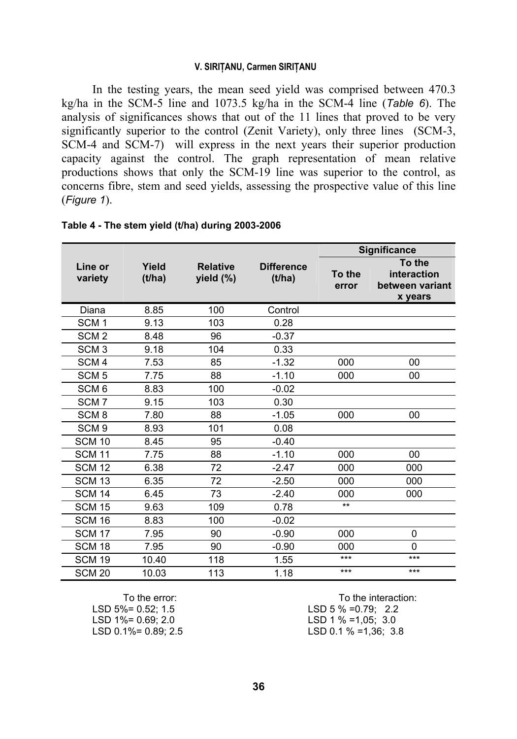In the testing years, the mean seed yield was comprised between 470.3 kg/ha in the SCM-5 line and 1073.5 kg/ha in the SCM-4 line (*Table 6*). The analysis of significances shows that out of the 11 lines that proved to be very significantly superior to the control (Zenit Variety), only three lines (SCM-3, SCM-4 and SCM-7) will express in the next years their superior production capacity against the control. The graph representation of mean relative productions shows that only the SCM-19 line was superior to the control, as concerns fibre, stem and seed yields, assessing the prospective value of this line (*Figure 1*).

**Table 4 - The stem yield (t/ha) during 2003-2006**

| Line or variety | Yield (t/ha) | Relative yield (%) | Difference (t/ha) | Significance | |
|---|---|---|---|---|---|
| | | | | To the error | To the interaction between variant x years |
| Diana | 8.85 | 100 | Control | | |
| SCM 1 | 9.13 | 103 | 0.28 | | |
| SCM 2 | 8.48 | 96 | -0.37 | | |
| SCM 3 | 9.18 | 104 | 0.33 | | |
| SCM 4 | 7.53 | 85 | -1.32 | 000 | 00 |
| SCM 5 | 7.75 | 88 | -1.10 | 000 | 00 |
| SCM 6 | 8.83 | 100 | -0.02 | | |
| SCM 7 | 9.15 | 103 | 0.30 | | |
| SCM 8 | 7.80 | 88 | -1.05 | 000 | 00 |
| SCM 9 | 8.93 | 101 | 0.08 | | |
| SCM 10 | 8.45 | 95 | -0.40 | | |
| SCM 11 | 7.75 | 88 | -1.10 | 000 | 00 |
| SCM 12 | 6.38 | 72 | -2.47 | 000 | 000 |
| SCM 13 | 6.35 | 72 | -2.50 | 000 | 000 |
| SCM 14 | 6.45 | 73 | -2.40 | 000 | 000 |
| SCM 15 | 9.63 | 109 | 0.78 | ** | |
| SCM 16 | 8.83 | 100 | -0.02 | | |
| SCM 17 | 7.95 | 90 | -0.90 | 000 | 0 |
| SCM 18 | 7.95 | 90 | -0.90 | 000 | 0 |
| SCM 19 | 10.40 | 118 | 1.55 | *** | *** |
| SCM 20 | 10.03 | 113 | 1.18 | *** | *** |

To the error:
LSD 5%= 0.52; 1.5
LSD 1%= 0.69; 2.0
LSD 0.1%= 0.89; 2.5

To the interaction:
LSD 5 % =0.79; 2.2
LSD 1 % =1,05; 3.0
LSD 0.1 % =1,36; 3.8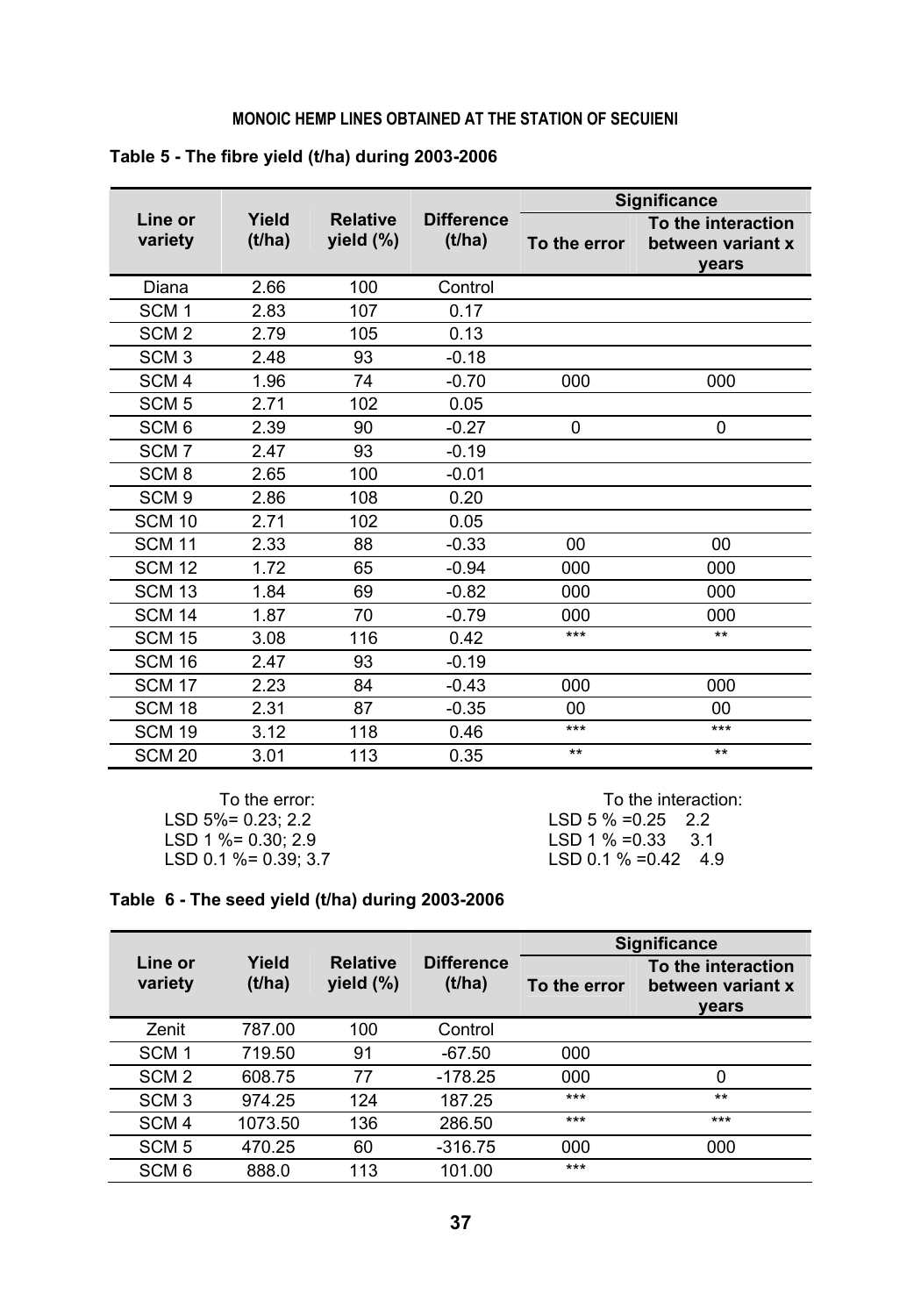**Table 5 - The fibre yield (t/ha) during 2003-2006**

| Line or variety | Yield (t/ha) | Relative yield (%) | Difference (t/ha) | Significance | |
|---|---|---|---|---|---|
| | | | | To the error | To the interaction between variant x years |
| Diana | 2.66 | 100 | Control | | |
| SCM 1 | 2.83 | 107 | 0.17 | | |
| SCM 2 | 2.79 | 105 | 0.13 | | |
| SCM 3 | 2.48 | 93 | -0.18 | | |
| SCM 4 | 1.96 | 74 | -0.70 | 000 | 000 |
| SCM 5 | 2.71 | 102 | 0.05 | | |
| SCM 6 | 2.39 | 90 | -0.27 | 0 | 0 |
| SCM 7 | 2.47 | 93 | -0.19 | | |
| SCM 8 | 2.65 | 100 | -0.01 | | |
| SCM 9 | 2.86 | 108 | 0.20 | | |
| SCM 10 | 2.71 | 102 | 0.05 | | |
| SCM 11 | 2.33 | 88 | -0.33 | 00 | 00 |
| SCM 12 | 1.72 | 65 | -0.94 | 000 | 000 |
| SCM 13 | 1.84 | 69 | -0.82 | 000 | 000 |
| SCM 14 | 1.87 | 70 | -0.79 | 000 | 000 |
| SCM 15 | 3.08 | 116 | 0.42 | *** | ** |
| SCM 16 | 2.47 | 93 | -0.19 | | |
| SCM 17 | 2.23 | 84 | -0.43 | 000 | 000 |
| SCM 18 | 2.31 | 87 | -0.35 | 00 | 00 |
| SCM 19 | 3.12 | 118 | 0.46 | *** | *** |
| SCM 20 | 3.01 | 113 | 0.35 | ** | ** |

To the error:
LSD 5%= 0.23; 2.2
LSD 1 %= 0.30; 2.9
LSD 0.1 %= 0.39; 3.7

To the interaction:
LSD 5 % =0.25 2.2
LSD 1 % =0.33 3.1
LSD 0.1 % =0.42 4.9

**Table 6 - The seed yield (t/ha) during 2003-2006**

| Line or variety | Yield (t/ha) | Relative yield (%) | Difference (t/ha) | Significance | |
|---|---|---|---|---|---|
| | | | | To the error | To the interaction between variant x years |
| Zenit | 787.00 | 100 | Control | | |
| SCM 1 | 719.50 | 91 | -67.50 | 000 | |
| SCM 2 | 608.75 | 77 | -178.25 | 000 | 0 |
| SCM 3 | 974.25 | 124 | 187.25 | *** | ** |
| SCM 4 | 1073.50 | 136 | 286.50 | *** | *** |
| SCM 5 | 470.25 | 60 | -316.75 | 000 | 000 |
| SCM 6 | 888.0 | 113 | 101.00 | *** | |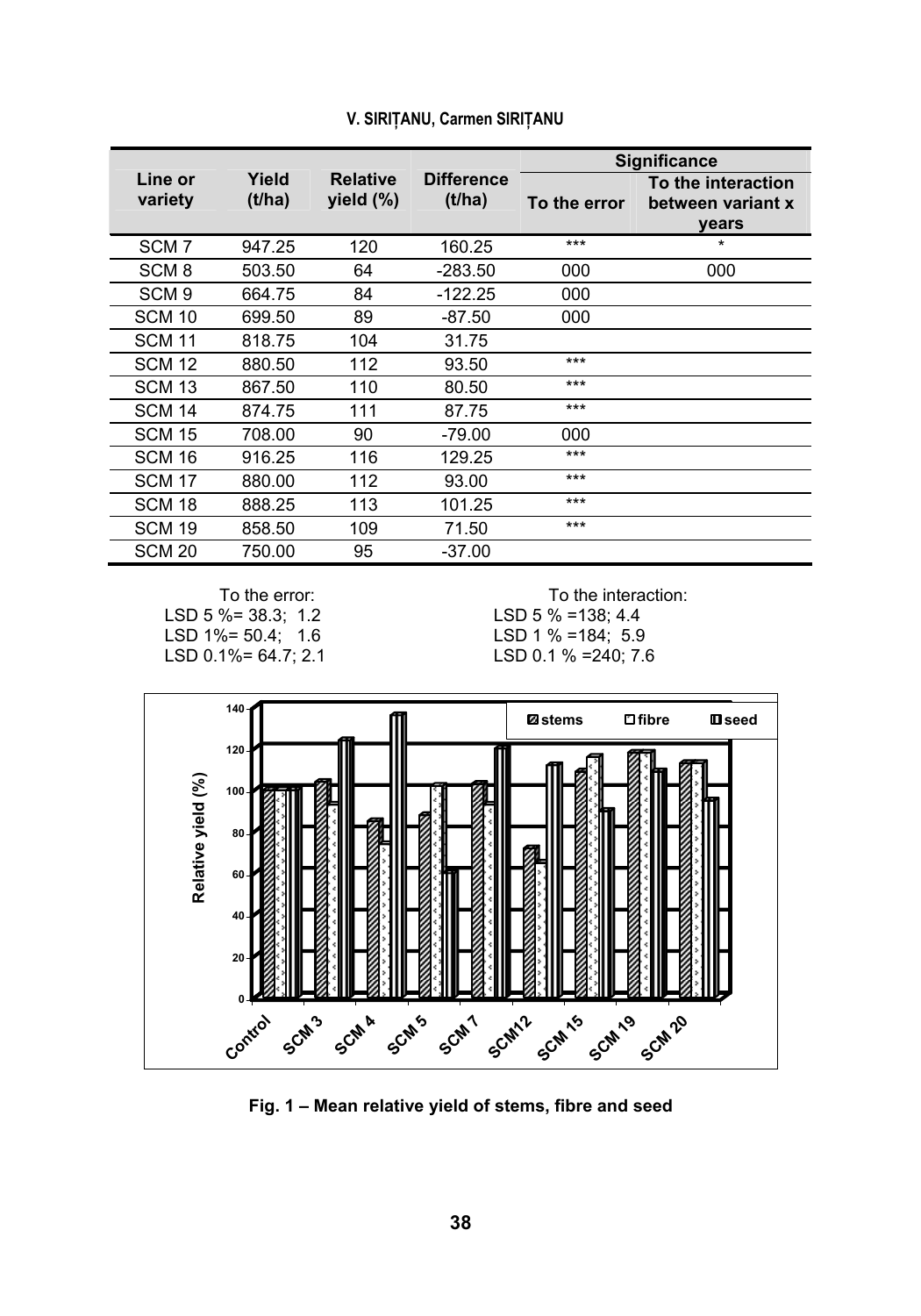| Line or variety | Yield (t/ha) | Relative yield (%) | Difference (t/ha) | Significance | |
|---|---|---|---|---|---|
| | | | | To the error | To the interaction between variant x years |
| SCM 7 | 947.25 | 120 | 160.25 | *** | * |
| SCM 8 | 503.50 | 64 | -283.50 | 000 | 000 |
| SCM 9 | 664.75 | 84 | -122.25 | 000 | |
| SCM 10 | 699.50 | 89 | -87.50 | 000 | |
| SCM 11 | 818.75 | 104 | 31.75 | | |
| SCM 12 | 880.50 | 112 | 93.50 | *** | |
| SCM 13 | 867.50 | 110 | 80.50 | *** | |
| SCM 14 | 874.75 | 111 | 87.75 | *** | |
| SCM 15 | 708.00 | 90 | -79.00 | 000 | |
| SCM 16 | 916.25 | 116 | 129.25 | *** | |
| SCM 17 | 880.00 | 112 | 93.00 | *** | |
| SCM 18 | 888.25 | 113 | 101.25 | *** | |
| SCM 19 | 858.50 | 109 | 71.50 | *** | |
| SCM 20 | 750.00 | 95 | -37.00 | | |

To the error:
LSD 5 %= 38.3; 1.2
LSD 1%= 50.4; 1.6
LSD 0.1%= 64.7; 2.1

To the interaction:
LSD 5 % =138; 4.4
LSD 1 % =184; 5.9
LSD 0.1 % =240; 7.6

**Fig. 1 – Mean relative yield of stems, fibre and seed**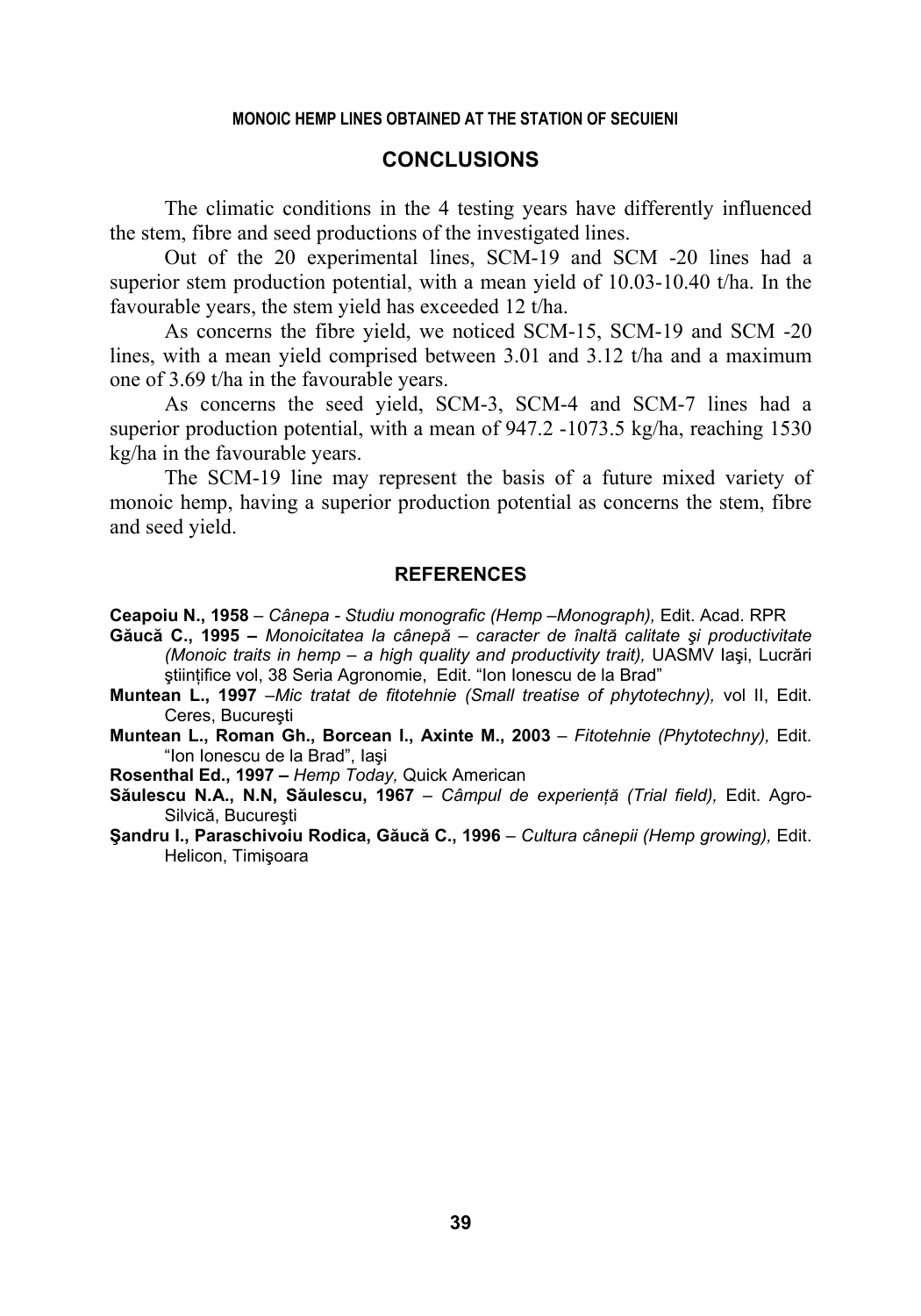## CONCLUSIONS

The climatic conditions in the 4 testing years have differently influenced the stem, fibre and seed productions of the investigated lines.

Out of the 20 experimental lines, SCM-19 and SCM -20 lines had a superior stem production potential, with a mean yield of 10.03-10.40 t/ha. In the favourable years, the stem yield has exceeded 12 t/ha.

As concerns the fibre yield, we noticed SCM-15, SCM-19 and SCM -20 lines, with a mean yield comprised between 3.01 and 3.12 t/ha and a maximum one of 3.69 t/ha in the favourable years.

As concerns the seed yield, SCM-3, SCM-4 and SCM-7 lines had a superior production potential, with a mean of 947.2 -1073.5 kg/ha, reaching 1530 kg/ha in the favourable years.

The SCM-19 line may represent the basis of a future mixed variety of monoic hemp, having a superior production potential as concerns the stem, fibre and seed yield.

## REFERENCES

**Ceapoiu N., 1958** – *Cânepa - Studiu monografic (Hemp –Monograph),* Edit. Acad. RPR

**Găucă C., 1995 –** *Monoicitatea la cânepă – caracter de înaltă calitate şi productivitate (Monoic traits in hemp – a high quality and productivity trait),* UASMV Iaşi, Lucrări ştiinţifice vol, 38 Seria Agronomie, Edit. "Ion Ionescu de la Brad"

**Muntean L., 1997** –*Mic tratat de fitotehnie (Small treatise of phytotechny),* vol II, Edit. Ceres, Bucureşti

**Muntean L., Roman Gh., Borcean I., Axinte M., 2003** – *Fitotehnie (Phytotechny),* Edit. "Ion Ionescu de la Brad", Iaşi

**Rosenthal Ed., 1997 –** *Hemp Today,* Quick American

**Săulescu N.A., N.N, Săulescu, 1967** – *Câmpul de experienţă (Trial field),* Edit. Agro-Silvică, Bucureşti

**Şandru I., Paraschivoiu Rodica, Găucă C., 1996** – *Cultura cânepii (Hemp growing),* Edit. Helicon, Timişoara